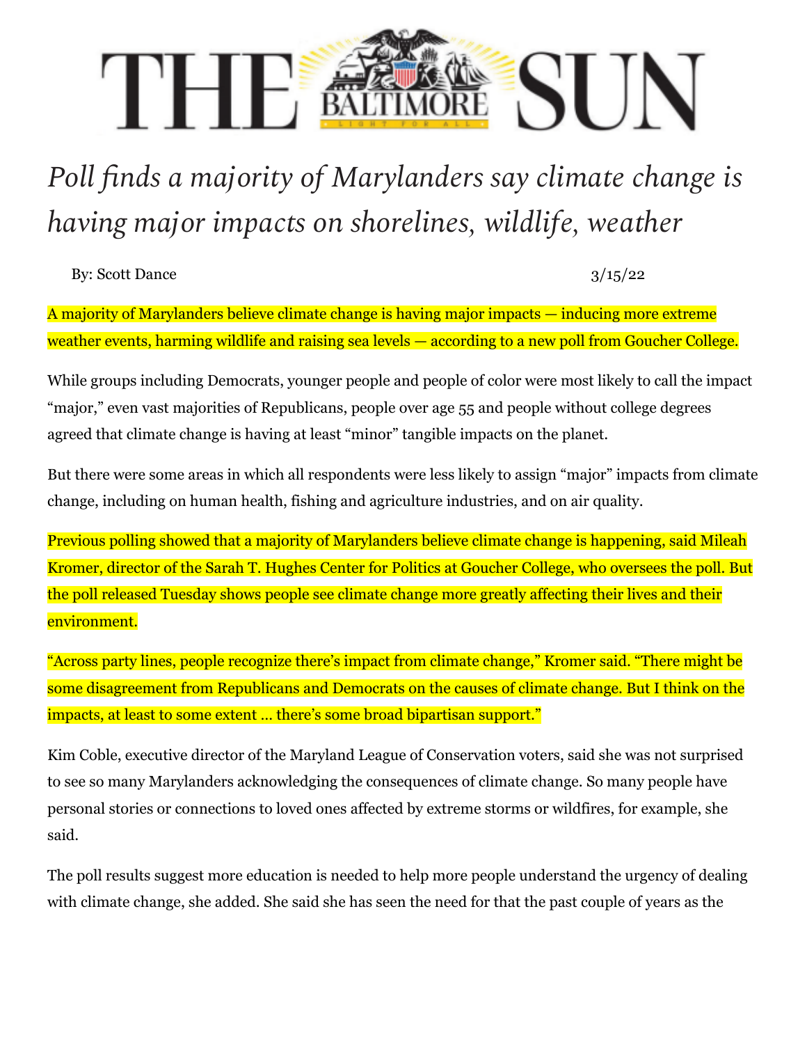# THE BALTIMORE SUN

## *Poll finds a majority of Marylanders say climate change is having major impacts on shorelines, wildlife, weather*

By: Scott Dance — 3/15/22

A majority of Marylanders believe climate change is having major impacts — inducing more extreme weather events, harming wildlife and raising sea levels — according to a new poll from Goucher College.

While groups including Democrats, younger people and people of color were most likely to call the impact "major," even vast majorities of Republicans, people over age 55 and people without college degrees agreed that climate change is having at least "minor" tangible impacts on the planet.

But there were some areas in which all respondents were less likely to assign "major" impacts from climate change, including on human health, fishing and agriculture industries, and on air quality.

Previous polling showed that a majority of Marylanders believe climate change is happening, said Mileah Kromer, director of the Sarah T. Hughes Center for Politics at Goucher College, who oversees the poll. But the poll released Tuesday shows people see climate change more greatly affecting their lives and their environment.

"Across party lines, people recognize there's impact from climate change," Kromer said. "There might be some disagreement from Republicans and Democrats on the causes of climate change. But I think on the impacts, at least to some extent … there's some broad bipartisan support."

Kim Coble, executive director of the Maryland League of Conservation voters, said she was not surprised to see so many Marylanders acknowledging the consequences of climate change. So many people have personal stories or connections to loved ones affected by extreme storms or wildfires, for example, she said.

The poll results suggest more education is needed to help more people understand the urgency of dealing with climate change, she added. She said she has seen the need for that the past couple of years as the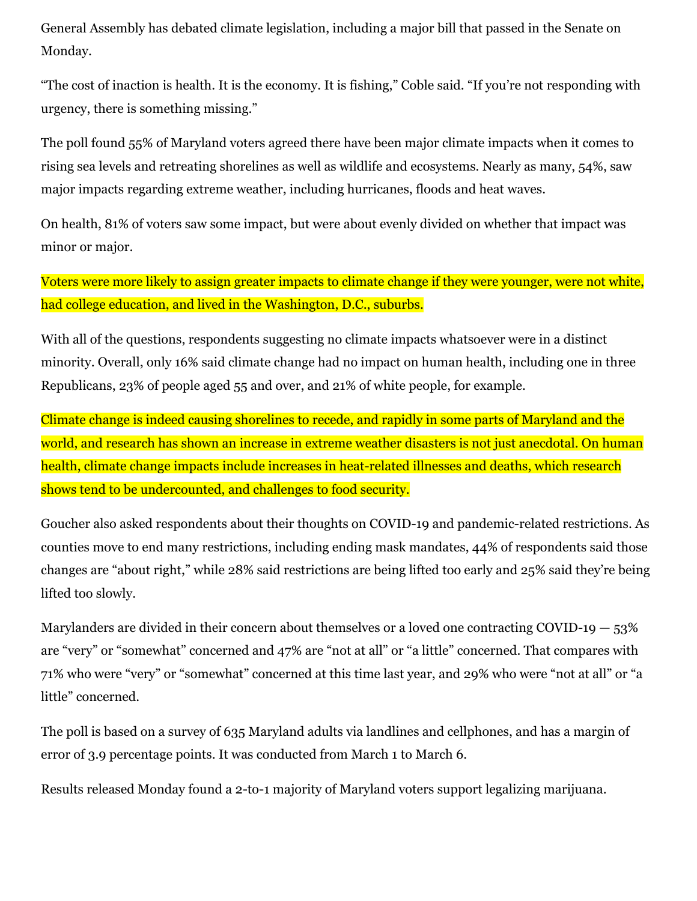General Assembly has debated climate legislation, including a major bill that passed in the Senate on Monday.

"The cost of inaction is health. It is the economy. It is fishing," Coble said. "If you're not responding with urgency, there is something missing."

The poll found 55% of Maryland voters agreed there have been major climate impacts when it comes to rising sea levels and retreating shorelines as well as wildlife and ecosystems. Nearly as many, 54%, saw major impacts regarding extreme weather, including hurricanes, floods and heat waves.

On health, 81% of voters saw some impact, but were about evenly divided on whether that impact was minor or major.

Voters were more likely to assign greater impacts to climate change if they were younger, were not white, had college education, and lived in the Washington, D.C., suburbs.

With all of the questions, respondents suggesting no climate impacts whatsoever were in a distinct minority. Overall, only 16% said climate change had no impact on human health, including one in three Republicans, 23% of people aged 55 and over, and 21% of white people, for example.

Climate change is indeed causing shorelines to recede, and rapidly in some parts of Maryland and the world, and research has shown an increase in extreme weather disasters is not just anecdotal. On human health, climate change impacts include increases in heat-related illnesses and deaths, which research shows tend to be undercounted, and challenges to food security.

Goucher also asked respondents about their thoughts on COVID-19 and pandemic-related restrictions. As counties move to end many restrictions, including ending mask mandates, 44% of respondents said those changes are "about right," while 28% said restrictions are being lifted too early and 25% said they're being lifted too slowly.

Marylanders are divided in their concern about themselves or a loved one contracting COVID-19 — 53% are "very" or "somewhat" concerned and 47% are "not at all" or "a little" concerned. That compares with 71% who were "very" or "somewhat" concerned at this time last year, and 29% who were "not at all" or "a little" concerned.

The poll is based on a survey of 635 Maryland adults via landlines and cellphones, and has a margin of error of 3.9 percentage points. It was conducted from March 1 to March 6.

Results released Monday found a 2-to-1 majority of Maryland voters support legalizing marijuana.